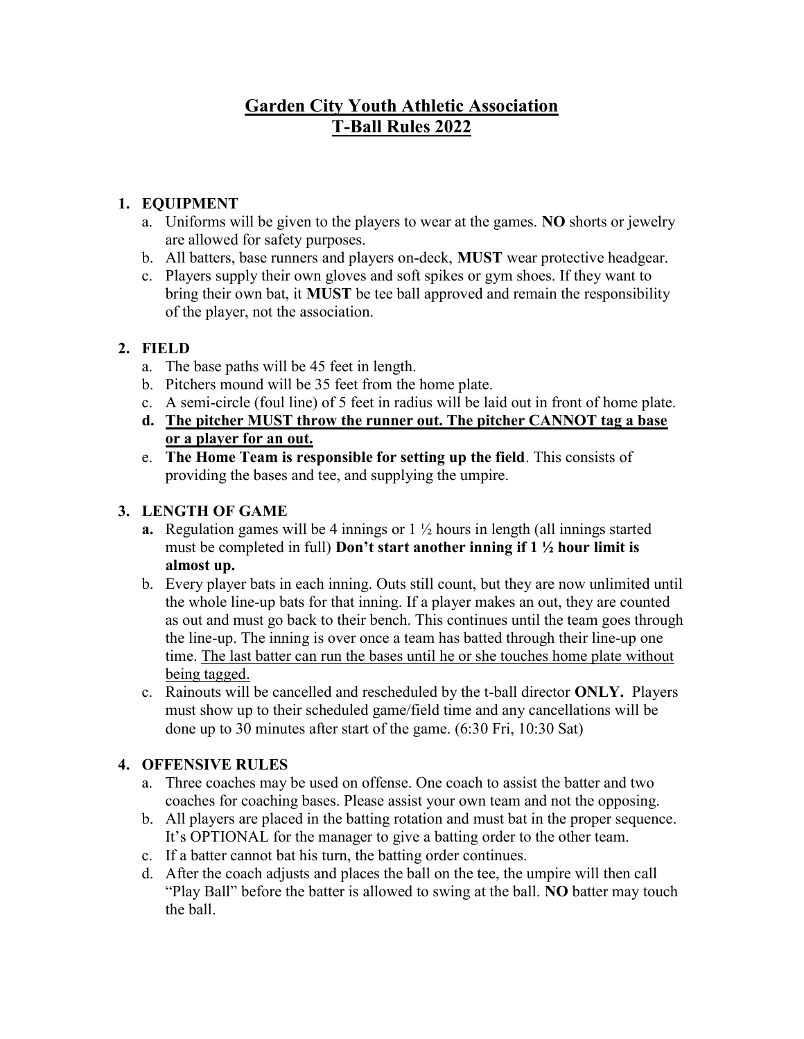# Garden City Youth Athletic Association
# T-Ball Rules 2022

1. **EQUIPMENT**
   a. Uniforms will be given to the players to wear at the games. **NO** shorts or jewelry are allowed for safety purposes.
   b. All batters, base runners and players on-deck, **MUST** wear protective headgear.
   c. Players supply their own gloves and soft spikes or gym shoes. If they want to bring their own bat, it **MUST** be tee ball approved and remain the responsibility of the player, not the association.

2. **FIELD**
   a. The base paths will be 45 feet in length.
   b. Pitchers mound will be 35 feet from the home plate.
   c. A semi-circle (foul line) of 5 feet in radius will be laid out in front of home plate.
   d. <u>**The pitcher MUST throw the runner out. The pitcher CANNOT tag a base or a player for an out.**</u>
   e. **The Home Team is responsible for setting up the field**. This consists of providing the bases and tee, and supplying the umpire.

3. **LENGTH OF GAME**
   a. Regulation games will be 4 innings or 1 ½ hours in length (all innings started must be completed in full) **Don't start another inning if 1 ½ hour limit is almost up.**
   b. Every player bats in each inning. Outs still count, but they are now unlimited until the whole line-up bats for that inning. If a player makes an out, they are counted as out and must go back to their bench. This continues until the team goes through the line-up. The inning is over once a team has batted through their line-up one time. <u>The last batter can run the bases until he or she touches home plate without being tagged.</u>
   c. Rainouts will be cancelled and rescheduled by the t-ball director **ONLY.** Players must show up to their scheduled game/field time and any cancellations will be done up to 30 minutes after start of the game. (6:30 Fri, 10:30 Sat)

4. **OFFENSIVE RULES**
   a. Three coaches may be used on offense. One coach to assist the batter and two coaches for coaching bases. Please assist your own team and not the opposing.
   b. All players are placed in the batting rotation and must bat in the proper sequence. It's OPTIONAL for the manager to give a batting order to the other team.
   c. If a batter cannot bat his turn, the batting order continues.
   d. After the coach adjusts and places the ball on the tee, the umpire will then call "Play Ball" before the batter is allowed to swing at the ball. **NO** batter may touch the ball.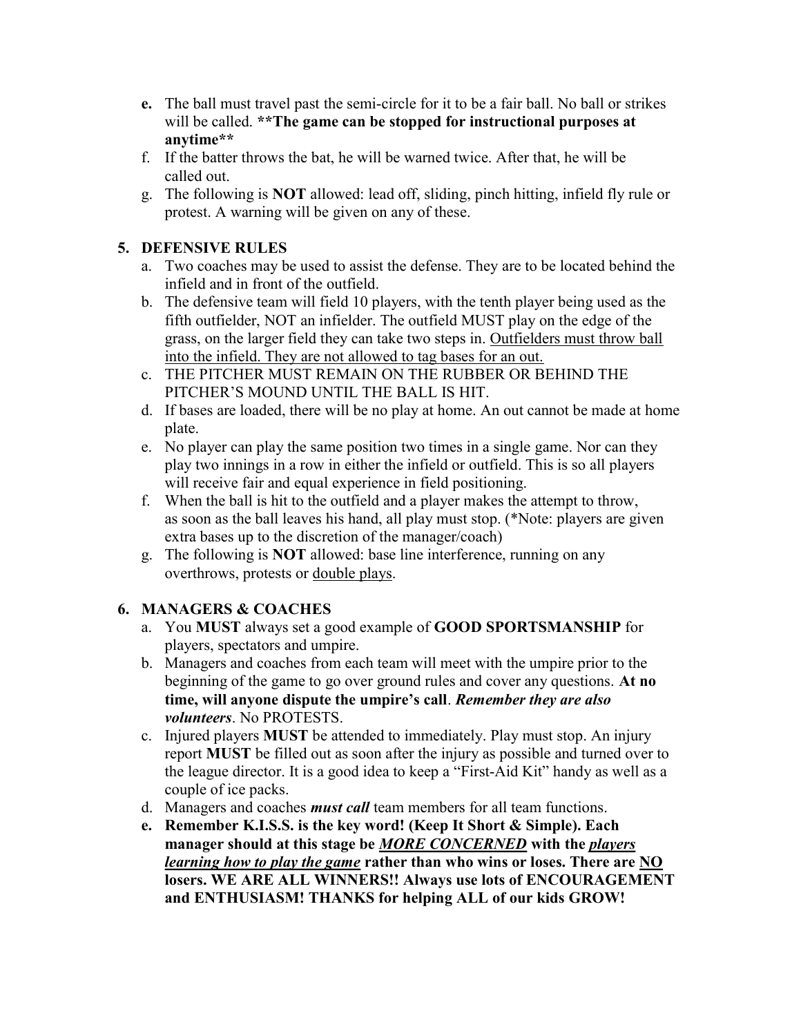- **e.** The ball must travel past the semi-circle for it to be a fair ball. No ball or strikes will be called. **\*\*The game can be stopped for instructional purposes at anytime\*\***
- f. If the batter throws the bat, he will be warned twice. After that, he will be called out.
- g. The following is **NOT** allowed: lead off, sliding, pinch hitting, infield fly rule or protest. A warning will be given on any of these.

## 5. DEFENSIVE RULES

- a. Two coaches may be used to assist the defense. They are to be located behind the infield and in front of the outfield.
- b. The defensive team will field 10 players, with the tenth player being used as the fifth outfielder, NOT an infielder. The outfield MUST play on the edge of the grass, on the larger field they can take two steps in. <u>Outfielders must throw ball into the infield. They are not allowed to tag bases for an out.</u>
- c. THE PITCHER MUST REMAIN ON THE RUBBER OR BEHIND THE PITCHER'S MOUND UNTIL THE BALL IS HIT.
- d. If bases are loaded, there will be no play at home. An out cannot be made at home plate.
- e. No player can play the same position two times in a single game. Nor can they play two innings in a row in either the infield or outfield. This is so all players will receive fair and equal experience in field positioning.
- f. When the ball is hit to the outfield and a player makes the attempt to throw, as soon as the ball leaves his hand, all play must stop. (*Note: players are given extra bases up to the discretion of the manager/coach)
- g. The following is **NOT** allowed: base line interference, running on any overthrows, protests or <u>double plays</u>.

## 6. MANAGERS & COACHES

- a. You **MUST** always set a good example of **GOOD SPORTSMANSHIP** for players, spectators and umpire.
- b. Managers and coaches from each team will meet with the umpire prior to the beginning of the game to go over ground rules and cover any questions. **At no time, will anyone dispute the umpire's call**. ***Remember they are also volunteers***. No PROTESTS.
- c. Injured players **MUST** be attended to immediately. Play must stop. An injury report **MUST** be filled out as soon after the injury as possible and turned over to the league director. It is a good idea to keep a "First-Aid Kit" handy as well as a couple of ice packs.
- d. Managers and coaches ***must call*** team members for all team functions.
- **e. Remember K.I.S.S. is the key word! (Keep It Short & Simple). Each manager should at this stage be <u>*MORE CONCERNED*</u> with the <u>*players learning how to play the game*</u> rather than who wins or loses. There are <u>NO</u> losers. WE ARE ALL WINNERS!! Always use lots of ENCOURAGEMENT and ENTHUSIASM! THANKS for helping ALL of our kids GROW!**